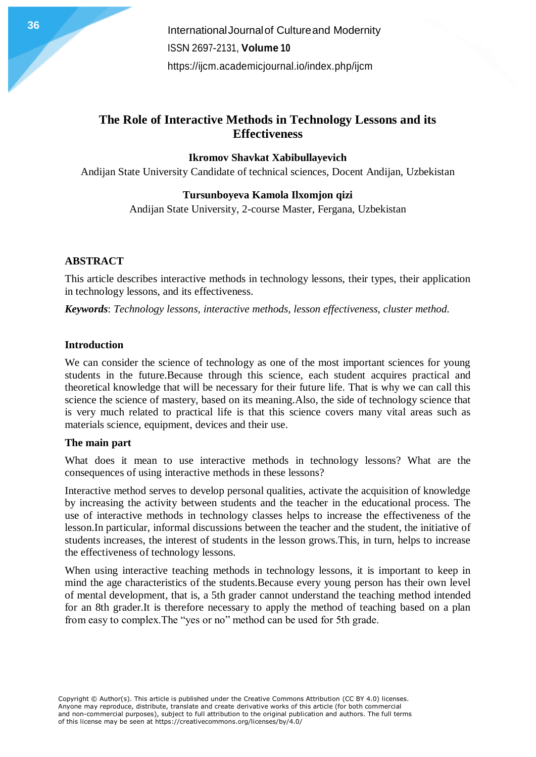# The Role of Interactive Methods in Technology Lessons and its Effectiveness

**Ikromov Shavkat Xabibullayevich**

Andijan State University Candidate of technical sciences, Docent Andijan, Uzbekistan

**Tursunboyeva Kamola Ilxomjon qizi**

Andijan State University, 2-course Master, Fergana, Uzbekistan

## ABSTRACT

This article describes interactive methods in technology lessons, their types, their application in technology lessons, and its effectiveness.

***Keywords***: *Technology lessons, interactive methods, lesson effectiveness, cluster method.*

## Introduction

We can consider the science of technology as one of the most important sciences for young students in the future.Because through this science, each student acquires practical and theoretical knowledge that will be necessary for their future life. That is why we can call this science the science of mastery, based on its meaning.Also, the side of technology science that is very much related to practical life is that this science covers many vital areas such as materials science, equipment, devices and their use.

## The main part

What does it mean to use interactive methods in technology lessons? What are the consequences of using interactive methods in these lessons?

Interactive method serves to develop personal qualities, activate the acquisition of knowledge by increasing the activity between students and the teacher in the educational process. The use of interactive methods in technology classes helps to increase the effectiveness of the lesson.In particular, informal discussions between the teacher and the student, the initiative of students increases, the interest of students in the lesson grows.This, in turn, helps to increase the effectiveness of technology lessons.

When using interactive teaching methods in technology lessons, it is important to keep in mind the age characteristics of the students.Because every young person has their own level of mental development, that is, a 5th grader cannot understand the teaching method intended for an 8th grader.It is therefore necessary to apply the method of teaching based on a plan from easy to complex.The “yes or no” method can be used for 5th grade.

Copyright © Author(s). This article is published under the Creative Commons Attribution (CC BY 4.0) licenses. Anyone may reproduce, distribute, translate and create derivative works of this article (for both commercial and non-commercial purposes), subject to full attribution to the original publication and authors. The full terms of this license may be seen at https://creativecommons.org/licenses/by/4.0/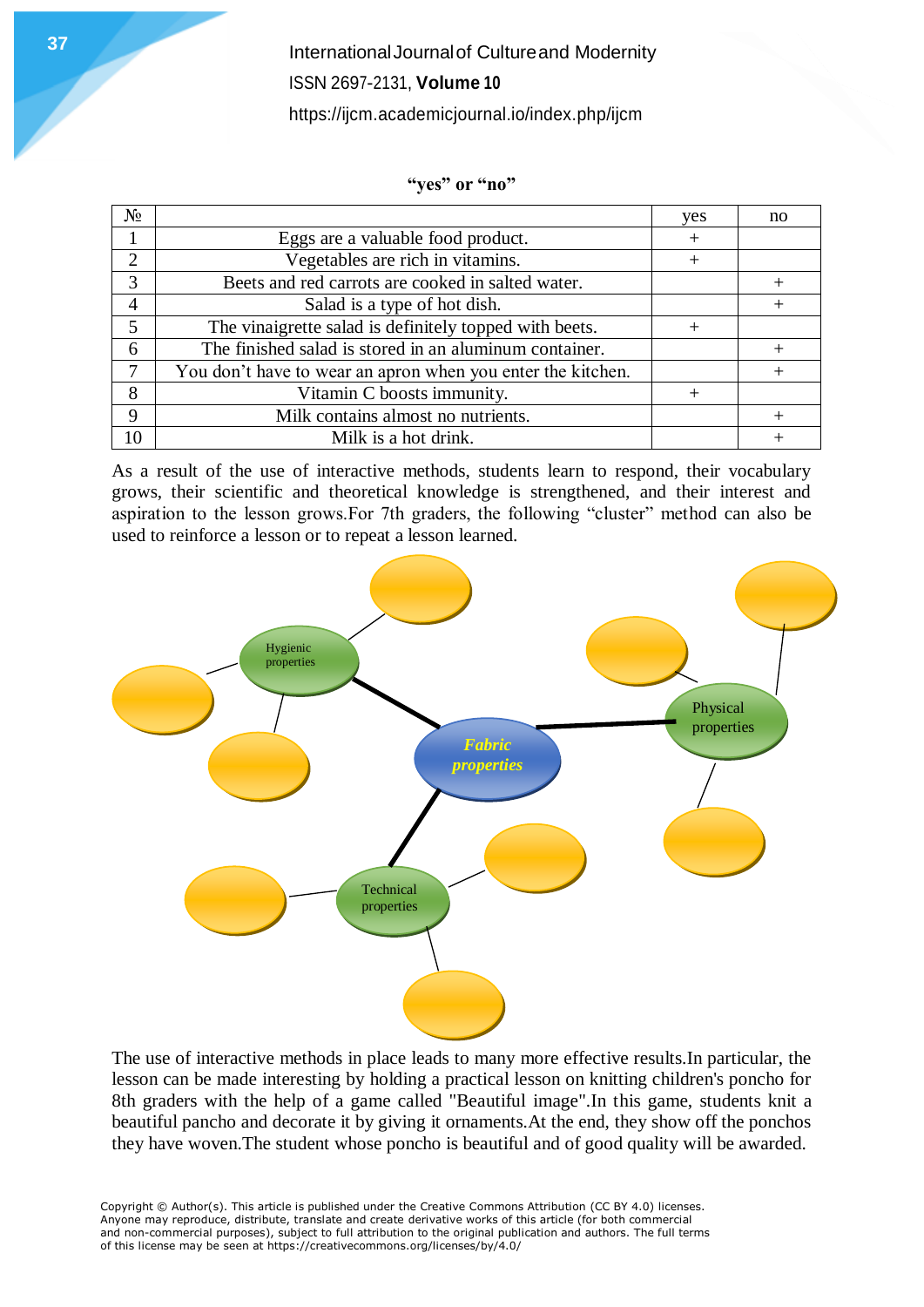**"yes" or "no"**

| № | | yes | no |
|---|---|---|---|
| 1 | Eggs are a valuable food product. | + | |
| 2 | Vegetables are rich in vitamins. | + | |
| 3 | Beets and red carrots are cooked in salted water. | | + |
| 4 | Salad is a type of hot dish. | | + |
| 5 | The vinaigrette salad is definitely topped with beets. | + | |
| 6 | The finished salad is stored in an aluminum container. | | + |
| 7 | You don't have to wear an apron when you enter the kitchen. | | + |
| 8 | Vitamin C boosts immunity. | + | |
| 9 | Milk contains almost no nutrients. | | + |
| 10 | Milk is a hot drink. | | + |

As a result of the use of interactive methods, students learn to respond, their vocabulary grows, their scientific and theoretical knowledge is strengthened, and their interest and aspiration to the lesson grows.For 7th graders, the following "cluster" method can also be used to reinforce a lesson or to repeat a lesson learned.

Fabric properties

Hygienic properties

Physical properties

Technical properties

The use of interactive methods in place leads to many more effective results.In particular, the lesson can be made interesting by holding a practical lesson on knitting children's poncho for 8th graders with the help of a game called "Beautiful image".In this game, students knit a beautiful pancho and decorate it by giving it ornaments.At the end, they show off the ponchos they have woven.The student whose poncho is beautiful and of good quality will be awarded.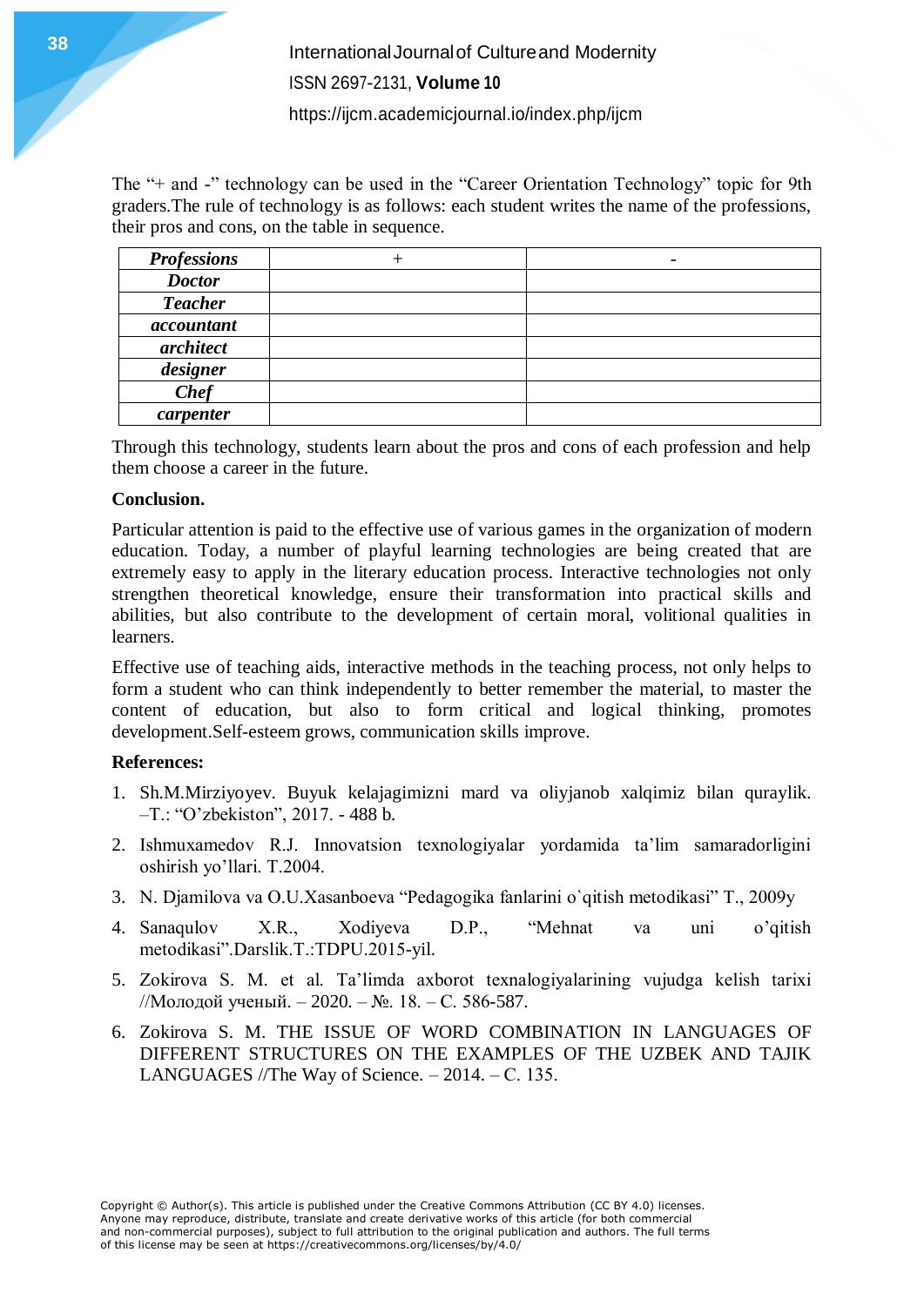The “+ and -” technology can be used in the “Career Orientation Technology” topic for 9th graders.The rule of technology is as follows: each student writes the name of the professions, their pros and cons, on the table in sequence.

| ***Professions*** | + | - |
|---|---|---|
| ***Doctor*** | | |
| ***Teacher*** | | |
| ***accountant*** | | |
| ***architect*** | | |
| ***designer*** | | |
| ***Chef*** | | |
| ***carpenter*** | | |

Through this technology, students learn about the pros and cons of each profession and help them choose a career in the future.

**Conclusion.**

Particular attention is paid to the effective use of various games in the organization of modern education. Today, a number of playful learning technologies are being created that are extremely easy to apply in the literary education process. Interactive technologies not only strengthen theoretical knowledge, ensure their transformation into practical skills and abilities, but also contribute to the development of certain moral, volitional qualities in learners.

Effective use of teaching aids, interactive methods in the teaching process, not only helps to form a student who can think independently to better remember the material, to master the content of education, but also to form critical and logical thinking, promotes development.Self-esteem grows, communication skills improve.

**References:**

1. Sh.M.Mirziyoyev. Buyuk kelajagimizni mard va oliyjanob xalqimiz bilan quraylik. –T.: “O’zbekiston”, 2017. - 488 b.
2. Ishmuxamedov R.J. Innovatsion texnologiyalar yordamida ta’lim samaradorligini oshirish yo’llari. T.2004.
3. N. Djamilova va O.U.Xasanboeva “Pedagogika fanlarini o`qitish metodikasi” T., 2009y
4. Sanaqulov X.R., Xodiyeva D.P., “Mehnat va uni o’qitish metodikasi”.Darslik.T.:TDPU.2015-yil.
5. Zokirova S. M. et al. Ta’limda axborot texnalogiyalarining vujudga kelish tarixi //Молодой ученый. – 2020. – №. 18. – С. 586-587.
6. Zokirova S. M. THE ISSUE OF WORD COMBINATION IN LANGUAGES OF DIFFERENT STRUCTURES ON THE EXAMPLES OF THE UZBEK AND TAJIK LANGUAGES //The Way of Science. – 2014. – С. 135.

Copyright © Author(s). This article is published under the Creative Commons Attribution (CC BY 4.0) licenses. Anyone may reproduce, distribute, translate and create derivative works of this article (for both commercial and non-commercial purposes), subject to full attribution to the original publication and authors. The full terms of this license may be seen at https://creativecommons.org/licenses/by/4.0/